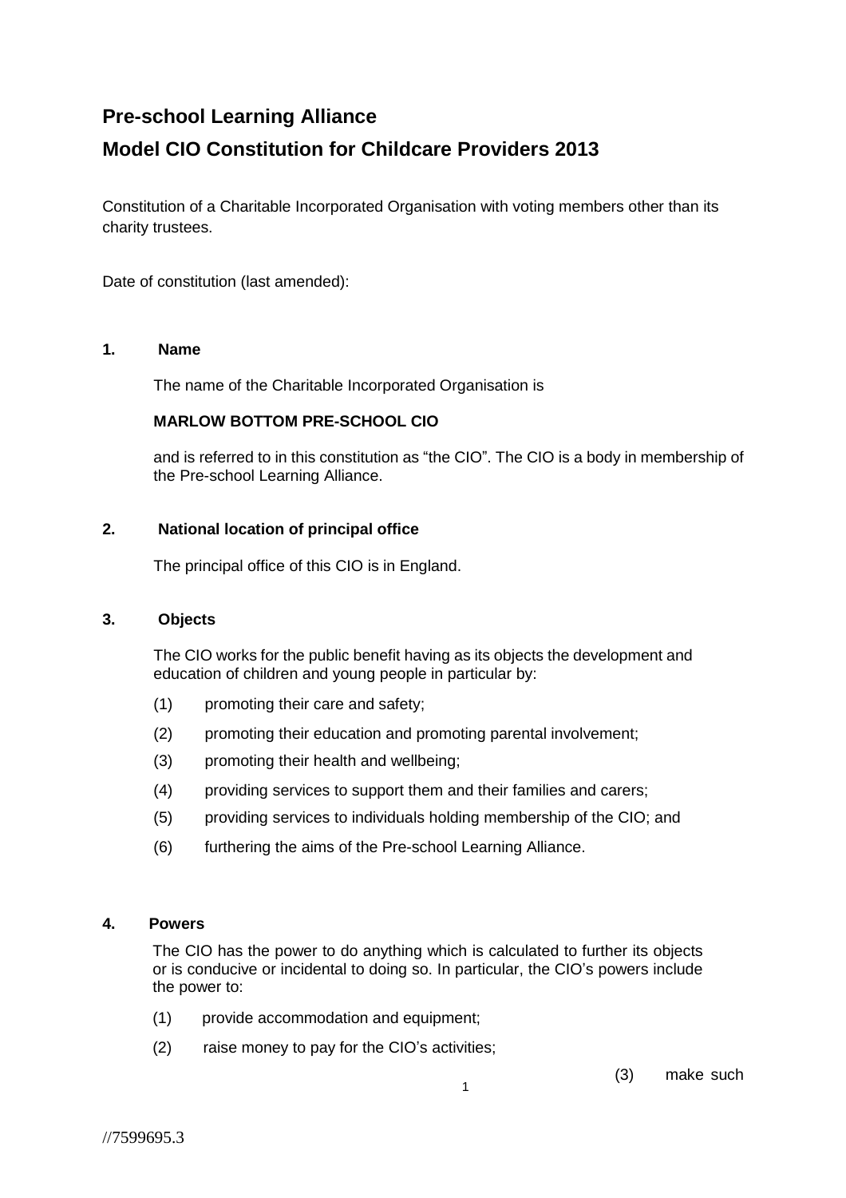# Pre-school Learning Alliance

# Model CIO Constitution for Childcare Providers 2013

Constitution of a Charitable Incorporated Organisation with voting members other than its charity trustees.

Date of constitution (last amended):

## 1. Name

The name of the Charitable Incorporated Organisation is

**MARLOW BOTTOM PRE-SCHOOL CIO**

and is referred to in this constitution as "the CIO". The CIO is a body in membership of the Pre-school Learning Alliance.

## 2. National location of principal office

The principal office of this CIO is in England.

## 3. Objects

The CIO works for the public benefit having as its objects the development and education of children and young people in particular by:

(1) promoting their care and safety;

(2) promoting their education and promoting parental involvement;

(3) promoting their health and wellbeing;

(4) providing services to support them and their families and carers;

(5) providing services to individuals holding membership of the CIO; and

(6) furthering the aims of the Pre-school Learning Alliance.

## 4. Powers

The CIO has the power to do anything which is calculated to further its objects or is conducive or incidental to doing so. In particular, the CIO's powers include the power to:

(1) provide accommodation and equipment;

(2) raise money to pay for the CIO's activities;

(3) make such

//7599695.3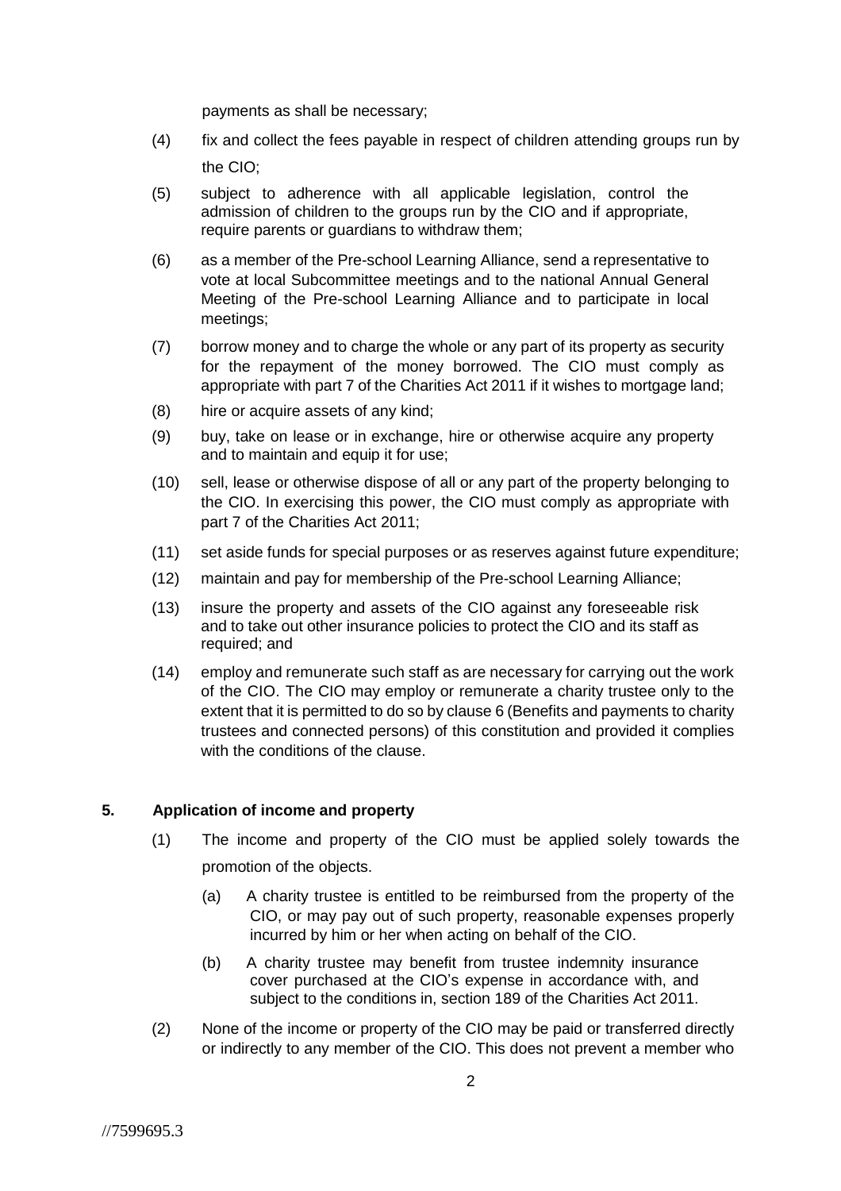payments as shall be necessary;

(4) fix and collect the fees payable in respect of children attending groups run by the CIO;

(5) subject to adherence with all applicable legislation, control the admission of children to the groups run by the CIO and if appropriate, require parents or guardians to withdraw them;

(6) as a member of the Pre-school Learning Alliance, send a representative to vote at local Subcommittee meetings and to the national Annual General Meeting of the Pre-school Learning Alliance and to participate in local meetings;

(7) borrow money and to charge the whole or any part of its property as security for the repayment of the money borrowed. The CIO must comply as appropriate with part 7 of the Charities Act 2011 if it wishes to mortgage land;

(8) hire or acquire assets of any kind;

(9) buy, take on lease or in exchange, hire or otherwise acquire any property and to maintain and equip it for use;

(10) sell, lease or otherwise dispose of all or any part of the property belonging to the CIO. In exercising this power, the CIO must comply as appropriate with part 7 of the Charities Act 2011;

(11) set aside funds for special purposes or as reserves against future expenditure;

(12) maintain and pay for membership of the Pre-school Learning Alliance;

(13) insure the property and assets of the CIO against any foreseeable risk and to take out other insurance policies to protect the CIO and its staff as required; and

(14) employ and remunerate such staff as are necessary for carrying out the work of the CIO. The CIO may employ or remunerate a charity trustee only to the extent that it is permitted to do so by clause 6 (Benefits and payments to charity trustees and connected persons) of this constitution and provided it complies with the conditions of the clause.

## 5. Application of income and property

(1) The income and property of the CIO must be applied solely towards the promotion of the objects.

(a) A charity trustee is entitled to be reimbursed from the property of the CIO, or may pay out of such property, reasonable expenses properly incurred by him or her when acting on behalf of the CIO.

(b) A charity trustee may benefit from trustee indemnity insurance cover purchased at the CIO's expense in accordance with, and subject to the conditions in, section 189 of the Charities Act 2011.

(2) None of the income or property of the CIO may be paid or transferred directly or indirectly to any member of the CIO. This does not prevent a member who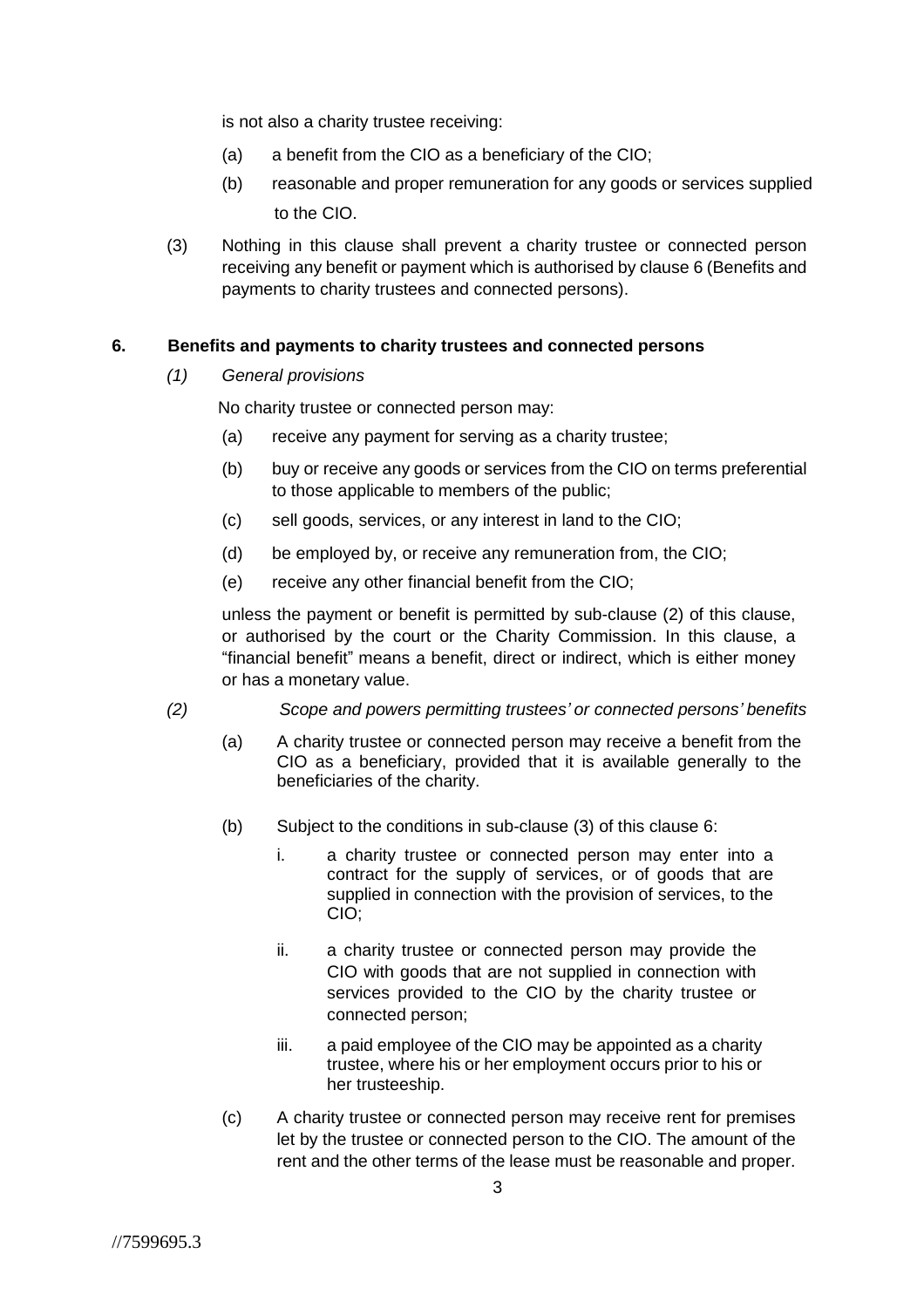is not also a charity trustee receiving:

(a) a benefit from the CIO as a beneficiary of the CIO;

(b) reasonable and proper remuneration for any goods or services supplied to the CIO.

(3) Nothing in this clause shall prevent a charity trustee or connected person receiving any benefit or payment which is authorised by clause 6 (Benefits and payments to charity trustees and connected persons).

## 6. Benefits and payments to charity trustees and connected persons

*(1) General provisions*

No charity trustee or connected person may:

(a) receive any payment for serving as a charity trustee;

(b) buy or receive any goods or services from the CIO on terms preferential to those applicable to members of the public;

(c) sell goods, services, or any interest in land to the CIO;

(d) be employed by, or receive any remuneration from, the CIO;

(e) receive any other financial benefit from the CIO;

unless the payment or benefit is permitted by sub-clause (2) of this clause, or authorised by the court or the Charity Commission. In this clause, a "financial benefit" means a benefit, direct or indirect, which is either money or has a monetary value.

*(2) Scope and powers permitting trustees' or connected persons' benefits*

(a) A charity trustee or connected person may receive a benefit from the CIO as a beneficiary, provided that it is available generally to the beneficiaries of the charity.

(b) Subject to the conditions in sub-clause (3) of this clause 6:

i. a charity trustee or connected person may enter into a contract for the supply of services, or of goods that are supplied in connection with the provision of services, to the CIO;

ii. a charity trustee or connected person may provide the CIO with goods that are not supplied in connection with services provided to the CIO by the charity trustee or connected person;

iii. a paid employee of the CIO may be appointed as a charity trustee, where his or her employment occurs prior to his or her trusteeship.

(c) A charity trustee or connected person may receive rent for premises let by the trustee or connected person to the CIO. The amount of the rent and the other terms of the lease must be reasonable and proper.

//7599695.3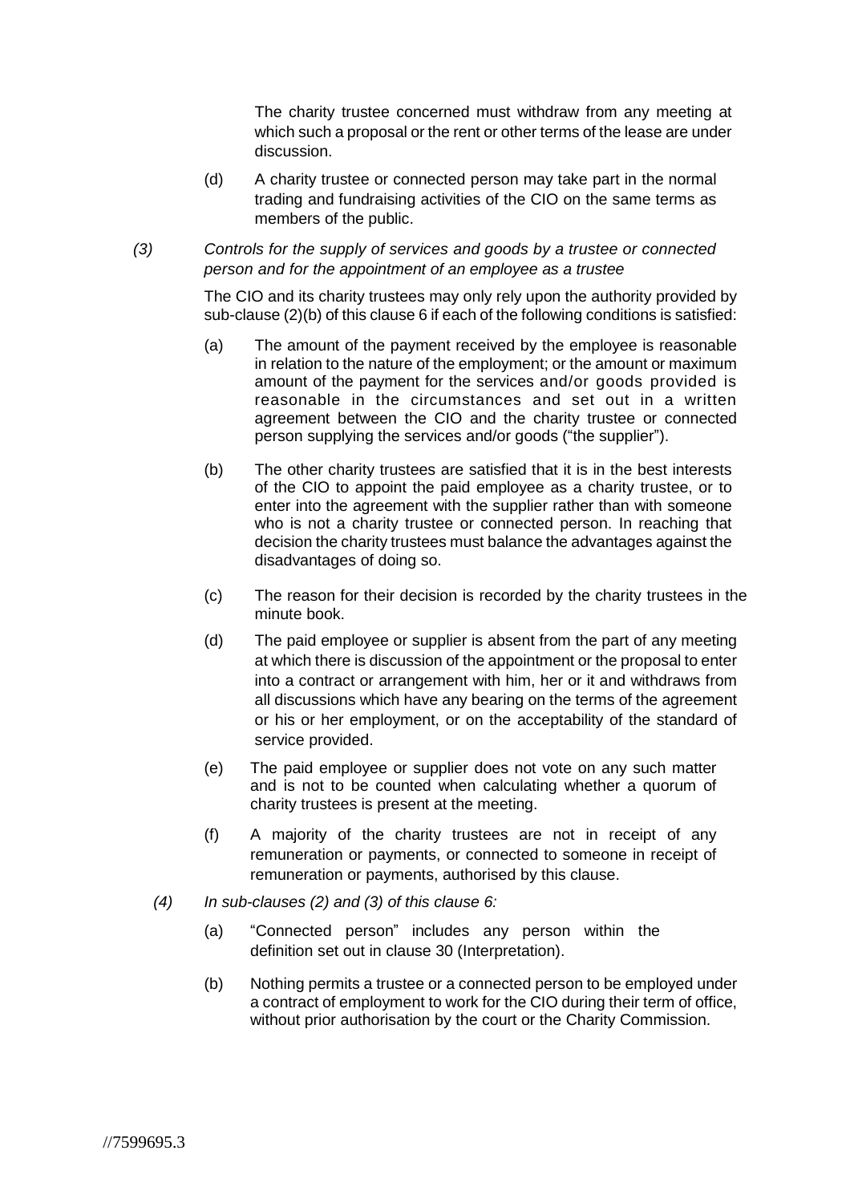The charity trustee concerned must withdraw from any meeting at which such a proposal or the rent or other terms of the lease are under discussion.

(d) A charity trustee or connected person may take part in the normal trading and fundraising activities of the CIO on the same terms as members of the public.

*(3) Controls for the supply of services and goods by a trustee or connected person and for the appointment of an employee as a trustee*

The CIO and its charity trustees may only rely upon the authority provided by sub-clause (2)(b) of this clause 6 if each of the following conditions is satisfied:

(a) The amount of the payment received by the employee is reasonable in relation to the nature of the employment; or the amount or maximum amount of the payment for the services and/or goods provided is reasonable in the circumstances and set out in a written agreement between the CIO and the charity trustee or connected person supplying the services and/or goods ("the supplier").

(b) The other charity trustees are satisfied that it is in the best interests of the CIO to appoint the paid employee as a charity trustee, or to enter into the agreement with the supplier rather than with someone who is not a charity trustee or connected person. In reaching that decision the charity trustees must balance the advantages against the disadvantages of doing so.

(c) The reason for their decision is recorded by the charity trustees in the minute book.

(d) The paid employee or supplier is absent from the part of any meeting at which there is discussion of the appointment or the proposal to enter into a contract or arrangement with him, her or it and withdraws from all discussions which have any bearing on the terms of the agreement or his or her employment, or on the acceptability of the standard of service provided.

(e) The paid employee or supplier does not vote on any such matter and is not to be counted when calculating whether a quorum of charity trustees is present at the meeting.

(f) A majority of the charity trustees are not in receipt of any remuneration or payments, or connected to someone in receipt of remuneration or payments, authorised by this clause.

*(4) In sub-clauses (2) and (3) of this clause 6:*

(a) "Connected person" includes any person within the definition set out in clause 30 (Interpretation).

(b) Nothing permits a trustee or a connected person to be employed under a contract of employment to work for the CIO during their term of office, without prior authorisation by the court or the Charity Commission.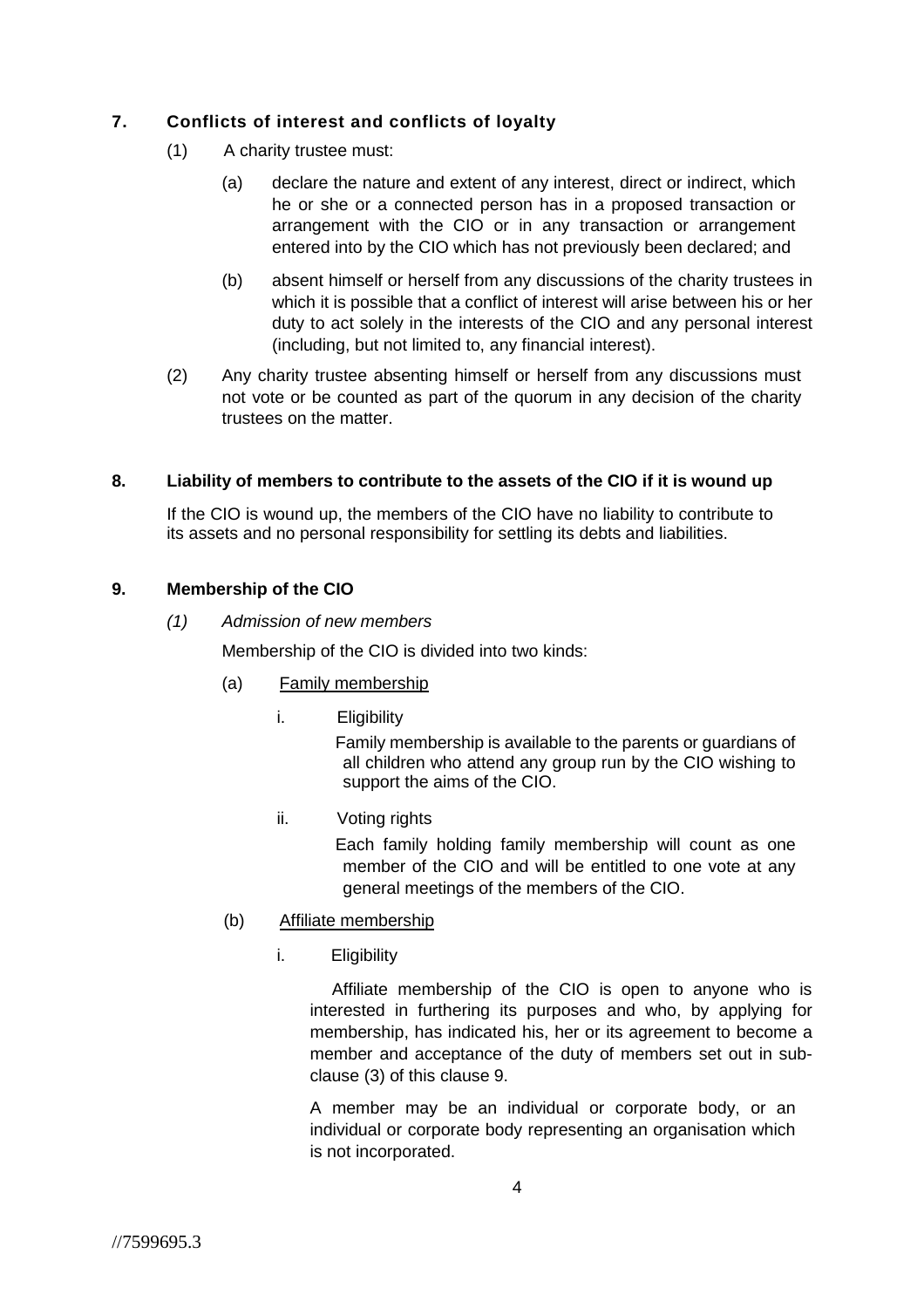## 7. Conflicts of interest and conflicts of loyalty

(1) A charity trustee must:

(a) declare the nature and extent of any interest, direct or indirect, which he or she or a connected person has in a proposed transaction or arrangement with the CIO or in any transaction or arrangement entered into by the CIO which has not previously been declared; and

(b) absent himself or herself from any discussions of the charity trustees in which it is possible that a conflict of interest will arise between his or her duty to act solely in the interests of the CIO and any personal interest (including, but not limited to, any financial interest).

(2) Any charity trustee absenting himself or herself from any discussions must not vote or be counted as part of the quorum in any decision of the charity trustees on the matter.

## 8. Liability of members to contribute to the assets of the CIO if it is wound up

If the CIO is wound up, the members of the CIO have no liability to contribute to its assets and no personal responsibility for settling its debts and liabilities.

## 9. Membership of the CIO

*(1) Admission of new members*

Membership of the CIO is divided into two kinds:

(a) <u>Family membership</u>

i. Eligibility

Family membership is available to the parents or guardians of all children who attend any group run by the CIO wishing to support the aims of the CIO.

ii. Voting rights

Each family holding family membership will count as one member of the CIO and will be entitled to one vote at any general meetings of the members of the CIO.

(b) <u>Affiliate membership</u>

i. Eligibility

Affiliate membership of the CIO is open to anyone who is interested in furthering its purposes and who, by applying for membership, has indicated his, her or its agreement to become a member and acceptance of the duty of members set out in sub-clause (3) of this clause 9.

A member may be an individual or corporate body, or an individual or corporate body representing an organisation which is not incorporated.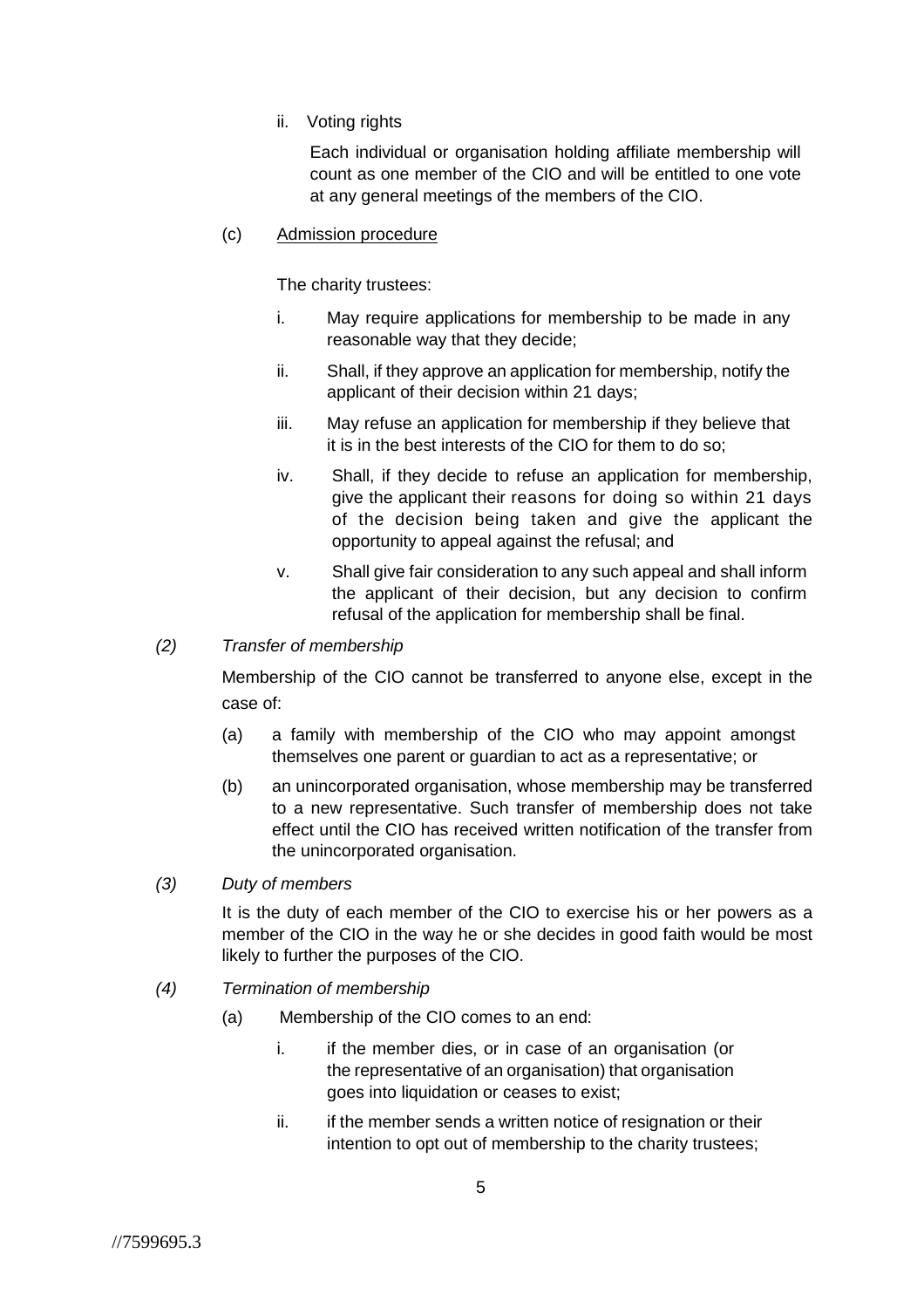ii. Voting rights

Each individual or organisation holding affiliate membership will count as one member of the CIO and will be entitled to one vote at any general meetings of the members of the CIO.

(c) Admission procedure

The charity trustees:

i. May require applications for membership to be made in any reasonable way that they decide;

ii. Shall, if they approve an application for membership, notify the applicant of their decision within 21 days;

iii. May refuse an application for membership if they believe that it is in the best interests of the CIO for them to do so;

iv. Shall, if they decide to refuse an application for membership, give the applicant their reasons for doing so within 21 days of the decision being taken and give the applicant the opportunity to appeal against the refusal; and

v. Shall give fair consideration to any such appeal and shall inform the applicant of their decision, but any decision to confirm refusal of the application for membership shall be final.

*(2) Transfer of membership*

Membership of the CIO cannot be transferred to anyone else, except in the case of:

(a) a family with membership of the CIO who may appoint amongst themselves one parent or guardian to act as a representative; or

(b) an unincorporated organisation, whose membership may be transferred to a new representative. Such transfer of membership does not take effect until the CIO has received written notification of the transfer from the unincorporated organisation.

*(3) Duty of members*

It is the duty of each member of the CIO to exercise his or her powers as a member of the CIO in the way he or she decides in good faith would be most likely to further the purposes of the CIO.

*(4) Termination of membership*

(a) Membership of the CIO comes to an end:

i. if the member dies, or in case of an organisation (or the representative of an organisation) that organisation goes into liquidation or ceases to exist;

ii. if the member sends a written notice of resignation or their intention to opt out of membership to the charity trustees;

//7599695.3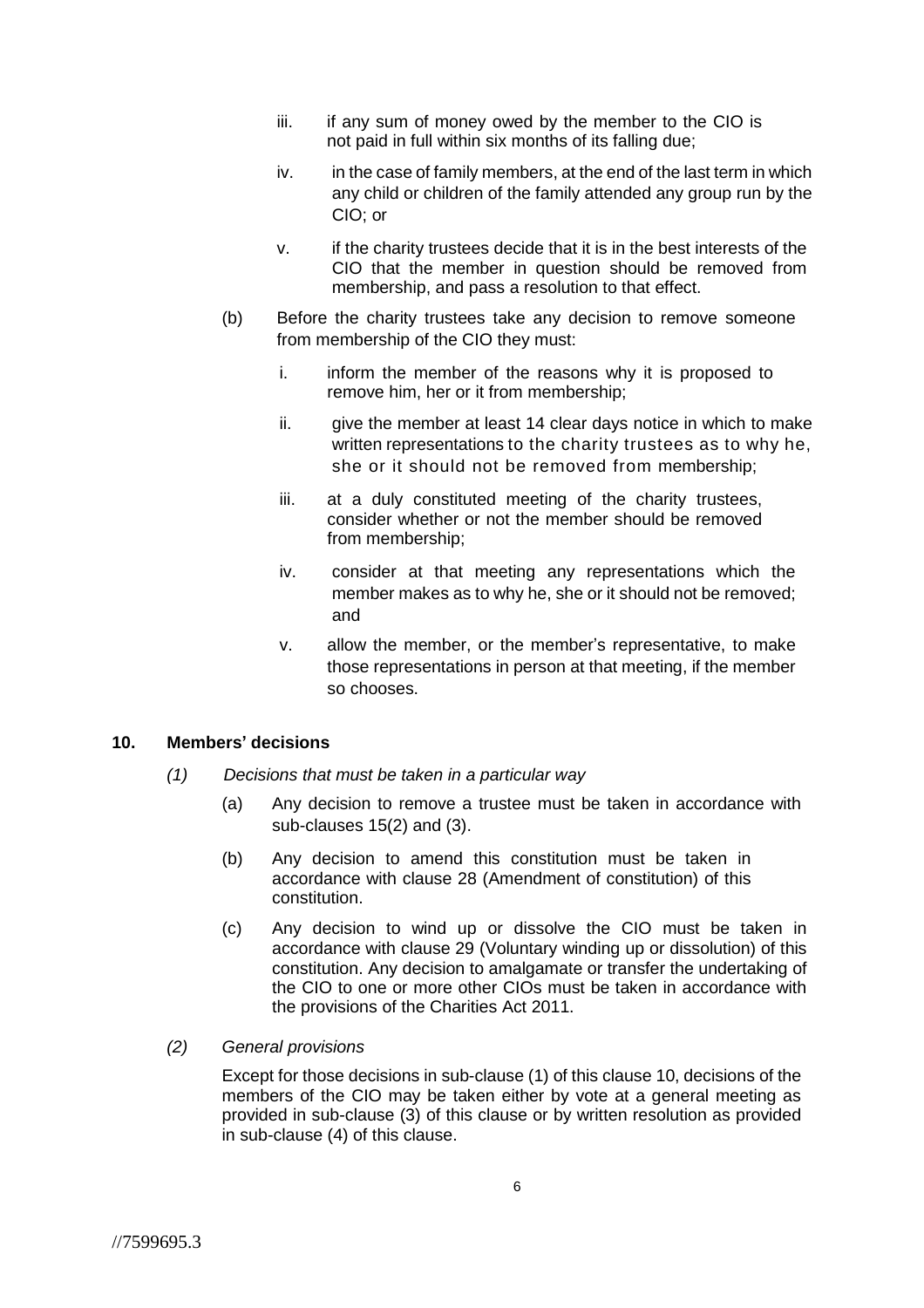iii. if any sum of money owed by the member to the CIO is not paid in full within six months of its falling due;

iv. in the case of family members, at the end of the last term in which any child or children of the family attended any group run by the CIO; or

v. if the charity trustees decide that it is in the best interests of the CIO that the member in question should be removed from membership, and pass a resolution to that effect.

(b) Before the charity trustees take any decision to remove someone from membership of the CIO they must:

i. inform the member of the reasons why it is proposed to remove him, her or it from membership;

ii. give the member at least 14 clear days notice in which to make written representations to the charity trustees as to why he, she or it should not be removed from membership;

iii. at a duly constituted meeting of the charity trustees, consider whether or not the member should be removed from membership;

iv. consider at that meeting any representations which the member makes as to why he, she or it should not be removed; and

v. allow the member, or the member's representative, to make those representations in person at that meeting, if the member so chooses.

## 10. Members' decisions

*(1) Decisions that must be taken in a particular way*

(a) Any decision to remove a trustee must be taken in accordance with sub-clauses 15(2) and (3).

(b) Any decision to amend this constitution must be taken in accordance with clause 28 (Amendment of constitution) of this constitution.

(c) Any decision to wind up or dissolve the CIO must be taken in accordance with clause 29 (Voluntary winding up or dissolution) of this constitution. Any decision to amalgamate or transfer the undertaking of the CIO to one or more other CIOs must be taken in accordance with the provisions of the Charities Act 2011.

*(2) General provisions*

Except for those decisions in sub-clause (1) of this clause 10, decisions of the members of the CIO may be taken either by vote at a general meeting as provided in sub-clause (3) of this clause or by written resolution as provided in sub-clause (4) of this clause.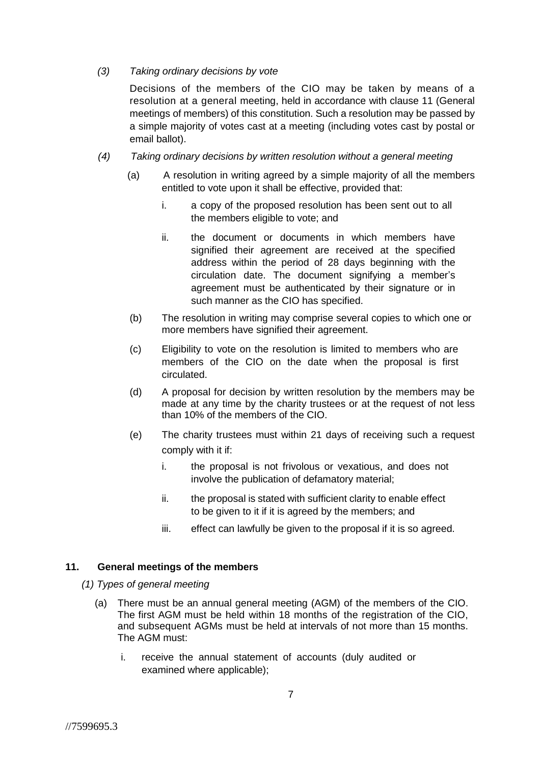*(3) Taking ordinary decisions by vote*

Decisions of the members of the CIO may be taken by means of a resolution at a general meeting, held in accordance with clause 11 (General meetings of members) of this constitution. Such a resolution may be passed by a simple majority of votes cast at a meeting (including votes cast by postal or email ballot).

*(4) Taking ordinary decisions by written resolution without a general meeting*

(a) A resolution in writing agreed by a simple majority of all the members entitled to vote upon it shall be effective, provided that:

i. a copy of the proposed resolution has been sent out to all the members eligible to vote; and

ii. the document or documents in which members have signified their agreement are received at the specified address within the period of 28 days beginning with the circulation date. The document signifying a member's agreement must be authenticated by their signature or in such manner as the CIO has specified.

(b) The resolution in writing may comprise several copies to which one or more members have signified their agreement.

(c) Eligibility to vote on the resolution is limited to members who are members of the CIO on the date when the proposal is first circulated.

(d) A proposal for decision by written resolution by the members may be made at any time by the charity trustees or at the request of not less than 10% of the members of the CIO.

(e) The charity trustees must within 21 days of receiving such a request comply with it if:

i. the proposal is not frivolous or vexatious, and does not involve the publication of defamatory material;

ii. the proposal is stated with sufficient clarity to enable effect to be given to it if it is agreed by the members; and

iii. effect can lawfully be given to the proposal if it is so agreed.

## 11. General meetings of the members

*(1) Types of general meeting*

(a) There must be an annual general meeting (AGM) of the members of the CIO. The first AGM must be held within 18 months of the registration of the CIO, and subsequent AGMs must be held at intervals of not more than 15 months. The AGM must:

i. receive the annual statement of accounts (duly audited or examined where applicable);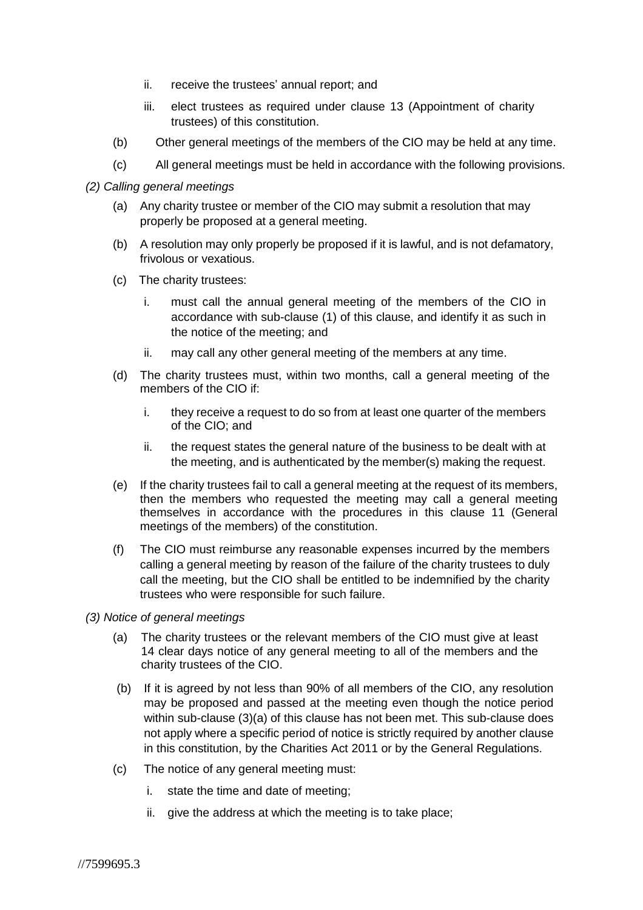ii. receive the trustees' annual report; and

   iii. elect trustees as required under clause 13 (Appointment of charity trustees) of this constitution.

(b) Other general meetings of the members of the CIO may be held at any time.

(c) All general meetings must be held in accordance with the following provisions.

*(2) Calling general meetings*

(a) Any charity trustee or member of the CIO may submit a resolution that may properly be proposed at a general meeting.

(b) A resolution may only properly be proposed if it is lawful, and is not defamatory, frivolous or vexatious.

(c) The charity trustees:

   i. must call the annual general meeting of the members of the CIO in accordance with sub-clause (1) of this clause, and identify it as such in the notice of the meeting; and

   ii. may call any other general meeting of the members at any time.

(d) The charity trustees must, within two months, call a general meeting of the members of the CIO if:

   i. they receive a request to do so from at least one quarter of the members of the CIO; and

   ii. the request states the general nature of the business to be dealt with at the meeting, and is authenticated by the member(s) making the request.

(e) If the charity trustees fail to call a general meeting at the request of its members, then the members who requested the meeting may call a general meeting themselves in accordance with the procedures in this clause 11 (General meetings of the members) of the constitution.

(f) The CIO must reimburse any reasonable expenses incurred by the members calling a general meeting by reason of the failure of the charity trustees to duly call the meeting, but the CIO shall be entitled to be indemnified by the charity trustees who were responsible for such failure.

*(3) Notice of general meetings*

(a) The charity trustees or the relevant members of the CIO must give at least 14 clear days notice of any general meeting to all of the members and the charity trustees of the CIO.

(b) If it is agreed by not less than 90% of all members of the CIO, any resolution may be proposed and passed at the meeting even though the notice period within sub-clause (3)(a) of this clause has not been met. This sub-clause does not apply where a specific period of notice is strictly required by another clause in this constitution, by the Charities Act 2011 or by the General Regulations.

(c) The notice of any general meeting must:

   i. state the time and date of meeting;

   ii. give the address at which the meeting is to take place;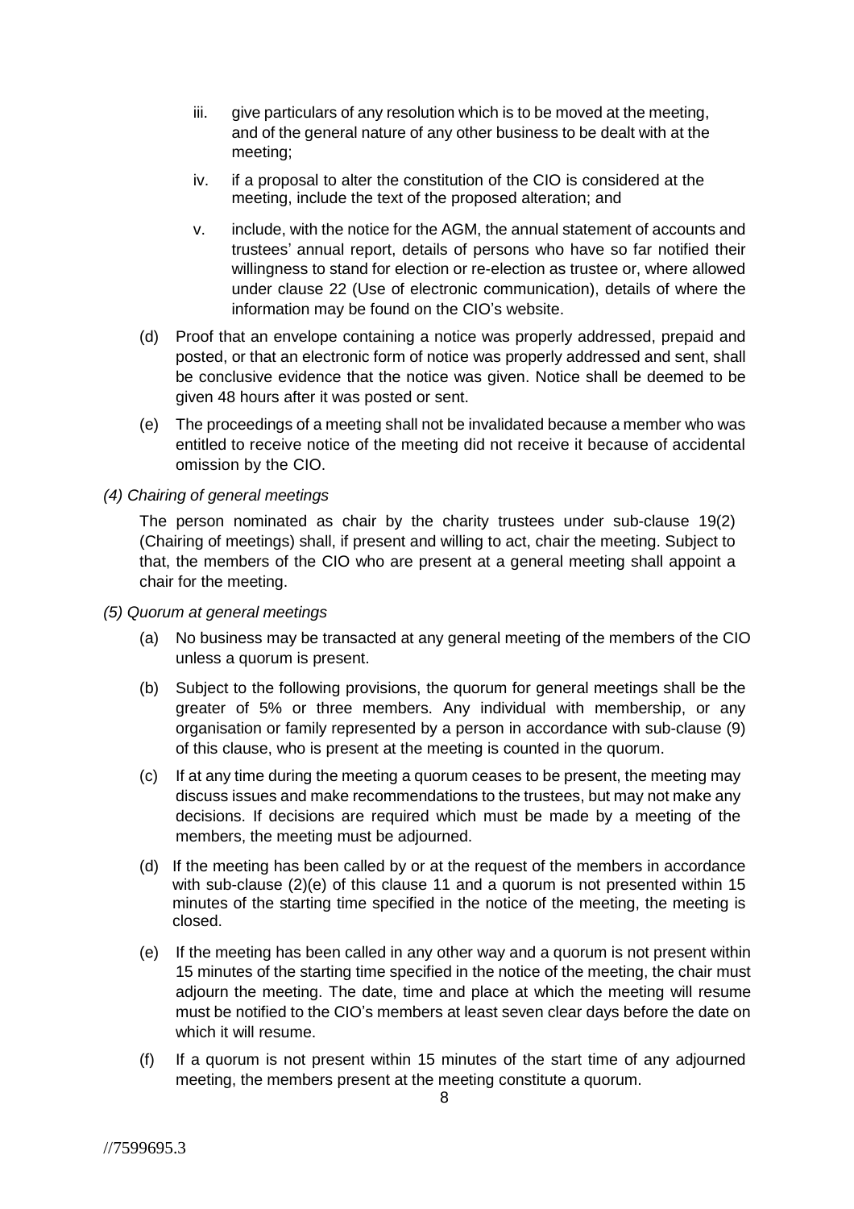iii. give particulars of any resolution which is to be moved at the meeting, and of the general nature of any other business to be dealt with at the meeting;

iv. if a proposal to alter the constitution of the CIO is considered at the meeting, include the text of the proposed alteration; and

v. include, with the notice for the AGM, the annual statement of accounts and trustees' annual report, details of persons who have so far notified their willingness to stand for election or re-election as trustee or, where allowed under clause 22 (Use of electronic communication), details of where the information may be found on the CIO's website.

(d) Proof that an envelope containing a notice was properly addressed, prepaid and posted, or that an electronic form of notice was properly addressed and sent, shall be conclusive evidence that the notice was given. Notice shall be deemed to be given 48 hours after it was posted or sent.

(e) The proceedings of a meeting shall not be invalidated because a member who was entitled to receive notice of the meeting did not receive it because of accidental omission by the CIO.

*(4) Chairing of general meetings*

The person nominated as chair by the charity trustees under sub-clause 19(2) (Chairing of meetings) shall, if present and willing to act, chair the meeting. Subject to that, the members of the CIO who are present at a general meeting shall appoint a chair for the meeting.

*(5) Quorum at general meetings*

(a) No business may be transacted at any general meeting of the members of the CIO unless a quorum is present.

(b) Subject to the following provisions, the quorum for general meetings shall be the greater of 5% or three members. Any individual with membership, or any organisation or family represented by a person in accordance with sub-clause (9) of this clause, who is present at the meeting is counted in the quorum.

(c) If at any time during the meeting a quorum ceases to be present, the meeting may discuss issues and make recommendations to the trustees, but may not make any decisions. If decisions are required which must be made by a meeting of the members, the meeting must be adjourned.

(d) If the meeting has been called by or at the request of the members in accordance with sub-clause (2)(e) of this clause 11 and a quorum is not presented within 15 minutes of the starting time specified in the notice of the meeting, the meeting is closed.

(e) If the meeting has been called in any other way and a quorum is not present within 15 minutes of the starting time specified in the notice of the meeting, the chair must adjourn the meeting. The date, time and place at which the meeting will resume must be notified to the CIO's members at least seven clear days before the date on which it will resume.

(f) If a quorum is not present within 15 minutes of the start time of any adjourned meeting, the members present at the meeting constitute a quorum.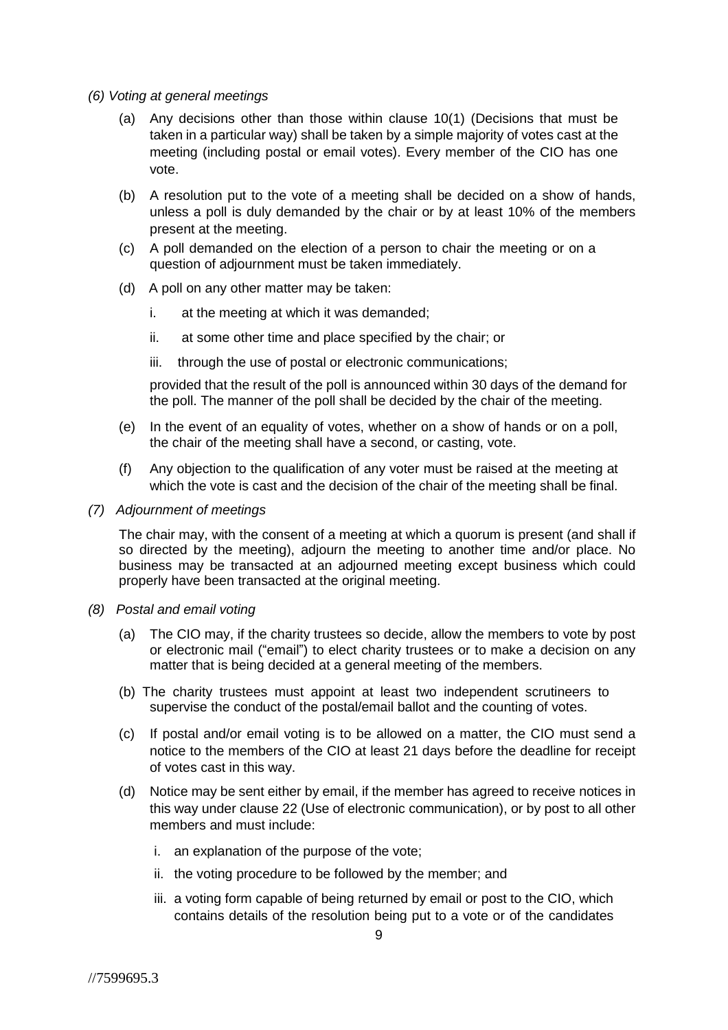*(6) Voting at general meetings*

(a) Any decisions other than those within clause 10(1) (Decisions that must be taken in a particular way) shall be taken by a simple majority of votes cast at the meeting (including postal or email votes). Every member of the CIO has one vote.

(b) A resolution put to the vote of a meeting shall be decided on a show of hands, unless a poll is duly demanded by the chair or by at least 10% of the members present at the meeting.

(c) A poll demanded on the election of a person to chair the meeting or on a question of adjournment must be taken immediately.

(d) A poll on any other matter may be taken:

i. at the meeting at which it was demanded;

ii. at some other time and place specified by the chair; or

iii. through the use of postal or electronic communications;

provided that the result of the poll is announced within 30 days of the demand for the poll. The manner of the poll shall be decided by the chair of the meeting.

(e) In the event of an equality of votes, whether on a show of hands or on a poll, the chair of the meeting shall have a second, or casting, vote.

(f) Any objection to the qualification of any voter must be raised at the meeting at which the vote is cast and the decision of the chair of the meeting shall be final.

*(7) Adjournment of meetings*

The chair may, with the consent of a meeting at which a quorum is present (and shall if so directed by the meeting), adjourn the meeting to another time and/or place. No business may be transacted at an adjourned meeting except business which could properly have been transacted at the original meeting.

*(8) Postal and email voting*

(a) The CIO may, if the charity trustees so decide, allow the members to vote by post or electronic mail ("email") to elect charity trustees or to make a decision on any matter that is being decided at a general meeting of the members.

(b) The charity trustees must appoint at least two independent scrutineers to supervise the conduct of the postal/email ballot and the counting of votes.

(c) If postal and/or email voting is to be allowed on a matter, the CIO must send a notice to the members of the CIO at least 21 days before the deadline for receipt of votes cast in this way.

(d) Notice may be sent either by email, if the member has agreed to receive notices in this way under clause 22 (Use of electronic communication), or by post to all other members and must include:

i. an explanation of the purpose of the vote;

ii. the voting procedure to be followed by the member; and

iii. a voting form capable of being returned by email or post to the CIO, which contains details of the resolution being put to a vote or of the candidates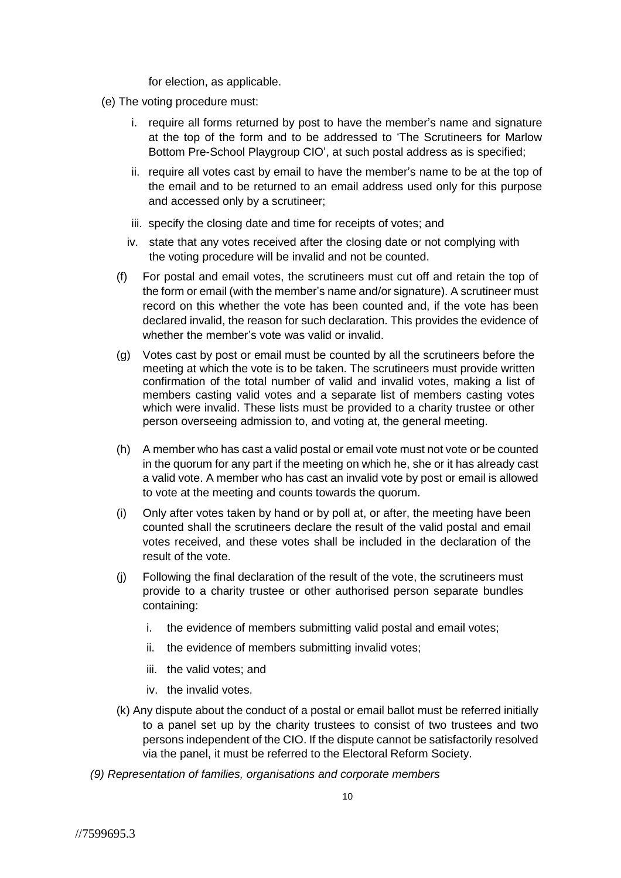for election, as applicable.

(e) The voting procedure must:

   i. require all forms returned by post to have the member's name and signature at the top of the form and to be addressed to 'The Scrutineers for Marlow Bottom Pre-School Playgroup CIO', at such postal address as is specified;

   ii. require all votes cast by email to have the member's name to be at the top of the email and to be returned to an email address used only for this purpose and accessed only by a scrutineer;

   iii. specify the closing date and time for receipts of votes; and

   iv. state that any votes received after the closing date or not complying with the voting procedure will be invalid and not be counted.

(f) For postal and email votes, the scrutineers must cut off and retain the top of the form or email (with the member's name and/or signature). A scrutineer must record on this whether the vote has been counted and, if the vote has been declared invalid, the reason for such declaration. This provides the evidence of whether the member's vote was valid or invalid.

(g) Votes cast by post or email must be counted by all the scrutineers before the meeting at which the vote is to be taken. The scrutineers must provide written confirmation of the total number of valid and invalid votes, making a list of members casting valid votes and a separate list of members casting votes which were invalid. These lists must be provided to a charity trustee or other person overseeing admission to, and voting at, the general meeting.

(h) A member who has cast a valid postal or email vote must not vote or be counted in the quorum for any part if the meeting on which he, she or it has already cast a valid vote. A member who has cast an invalid vote by post or email is allowed to vote at the meeting and counts towards the quorum.

(i) Only after votes taken by hand or by poll at, or after, the meeting have been counted shall the scrutineers declare the result of the valid postal and email votes received, and these votes shall be included in the declaration of the result of the vote.

(j) Following the final declaration of the result of the vote, the scrutineers must provide to a charity trustee or other authorised person separate bundles containing:

   i. the evidence of members submitting valid postal and email votes;

   ii. the evidence of members submitting invalid votes;

   iii. the valid votes; and

   iv. the invalid votes.

(k) Any dispute about the conduct of a postal or email ballot must be referred initially to a panel set up by the charity trustees to consist of two trustees and two persons independent of the CIO. If the dispute cannot be satisfactorily resolved via the panel, it must be referred to the Electoral Reform Society.

*(9) Representation of families, organisations and corporate members*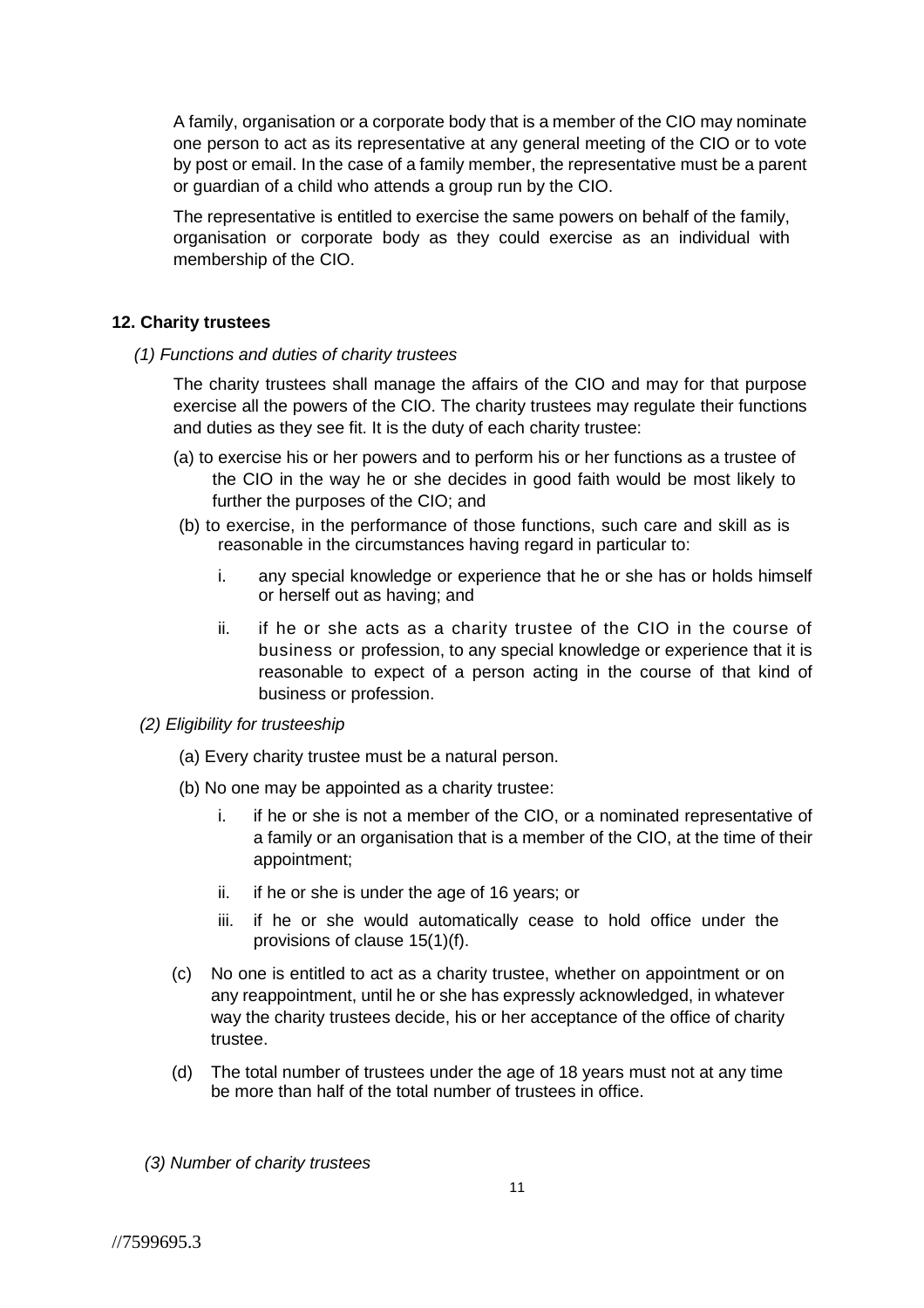A family, organisation or a corporate body that is a member of the CIO may nominate one person to act as its representative at any general meeting of the CIO or to vote by post or email. In the case of a family member, the representative must be a parent or guardian of a child who attends a group run by the CIO.

The representative is entitled to exercise the same powers on behalf of the family, organisation or corporate body as they could exercise as an individual with membership of the CIO.

### 12. Charity trustees

*(1) Functions and duties of charity trustees*

The charity trustees shall manage the affairs of the CIO and may for that purpose exercise all the powers of the CIO. The charity trustees may regulate their functions and duties as they see fit. It is the duty of each charity trustee:

(a) to exercise his or her powers and to perform his or her functions as a trustee of the CIO in the way he or she decides in good faith would be most likely to further the purposes of the CIO; and

(b) to exercise, in the performance of those functions, such care and skill as is reasonable in the circumstances having regard in particular to:

i. any special knowledge or experience that he or she has or holds himself or herself out as having; and

ii. if he or she acts as a charity trustee of the CIO in the course of business or profession, to any special knowledge or experience that it is reasonable to expect of a person acting in the course of that kind of business or profession.

*(2) Eligibility for trusteeship*

(a) Every charity trustee must be a natural person.

(b) No one may be appointed as a charity trustee:

i. if he or she is not a member of the CIO, or a nominated representative of a family or an organisation that is a member of the CIO, at the time of their appointment;

ii. if he or she is under the age of 16 years; or

iii. if he or she would automatically cease to hold office under the provisions of clause 15(1)(f).

(c) No one is entitled to act as a charity trustee, whether on appointment or on any reappointment, until he or she has expressly acknowledged, in whatever way the charity trustees decide, his or her acceptance of the office of charity trustee.

(d) The total number of trustees under the age of 18 years must not at any time be more than half of the total number of trustees in office.

*(3) Number of charity trustees*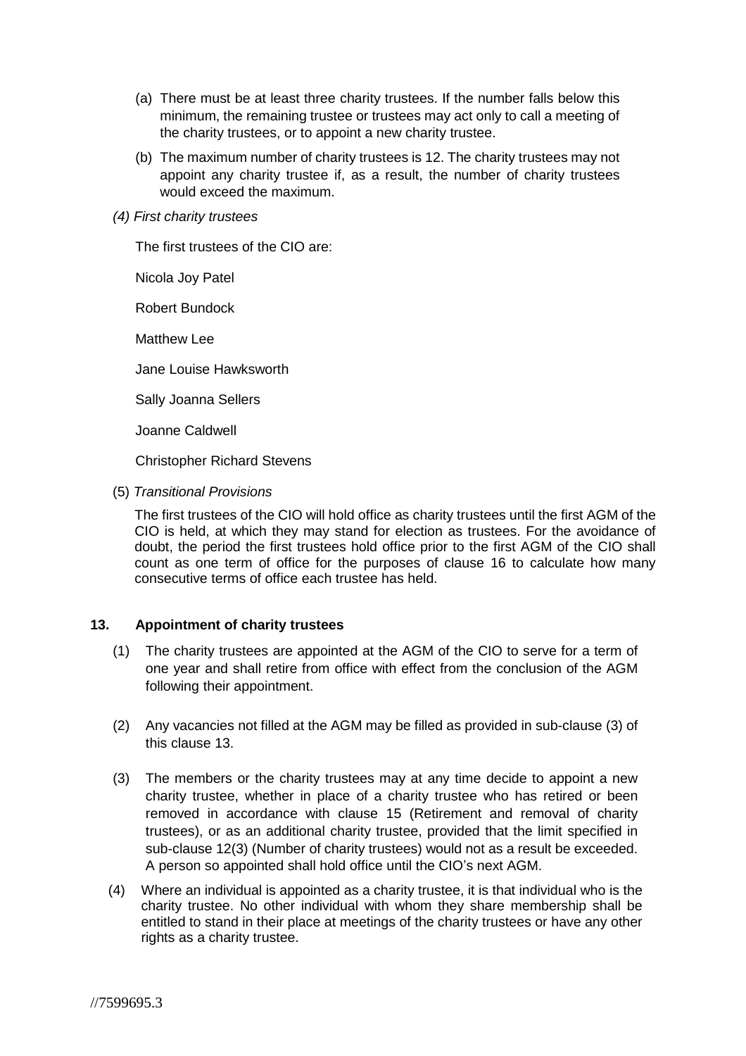(a) There must be at least three charity trustees. If the number falls below this minimum, the remaining trustee or trustees may act only to call a meeting of the charity trustees, or to appoint a new charity trustee.

(b) The maximum number of charity trustees is 12. The charity trustees may not appoint any charity trustee if, as a result, the number of charity trustees would exceed the maximum.

*(4) First charity trustees*

The first trustees of the CIO are:

Nicola Joy Patel

Robert Bundock

Matthew Lee

Jane Louise Hawksworth

Sally Joanna Sellers

Joanne Caldwell

Christopher Richard Stevens

(5) *Transitional Provisions*

The first trustees of the CIO will hold office as charity trustees until the first AGM of the CIO is held, at which they may stand for election as trustees. For the avoidance of doubt, the period the first trustees hold office prior to the first AGM of the CIO shall count as one term of office for the purposes of clause 16 to calculate how many consecutive terms of office each trustee has held.

### 13. Appointment of charity trustees

(1) The charity trustees are appointed at the AGM of the CIO to serve for a term of one year and shall retire from office with effect from the conclusion of the AGM following their appointment.

(2) Any vacancies not filled at the AGM may be filled as provided in sub-clause (3) of this clause 13.

(3) The members or the charity trustees may at any time decide to appoint a new charity trustee, whether in place of a charity trustee who has retired or been removed in accordance with clause 15 (Retirement and removal of charity trustees), or as an additional charity trustee, provided that the limit specified in sub-clause 12(3) (Number of charity trustees) would not as a result be exceeded. A person so appointed shall hold office until the CIO's next AGM.

(4) Where an individual is appointed as a charity trustee, it is that individual who is the charity trustee. No other individual with whom they share membership shall be entitled to stand in their place at meetings of the charity trustees or have any other rights as a charity trustee.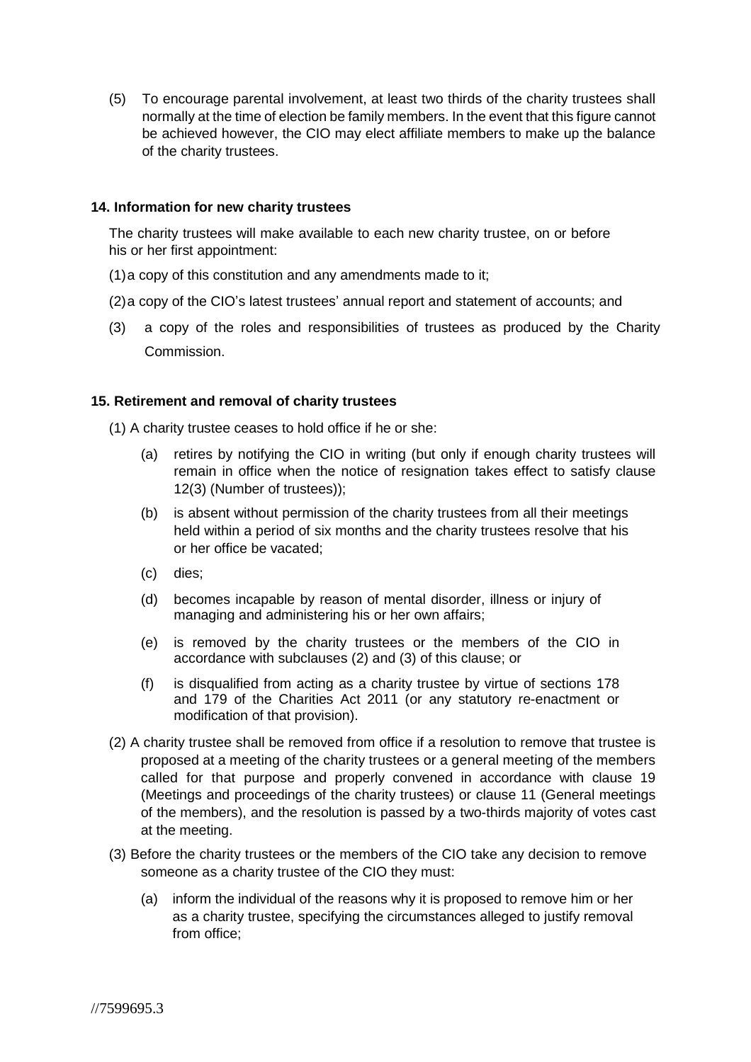(5) To encourage parental involvement, at least two thirds of the charity trustees shall normally at the time of election be family members. In the event that this figure cannot be achieved however, the CIO may elect affiliate members to make up the balance of the charity trustees.

### 14. Information for new charity trustees

The charity trustees will make available to each new charity trustee, on or before his or her first appointment:

(1) a copy of this constitution and any amendments made to it;

(2) a copy of the CIO's latest trustees' annual report and statement of accounts; and

(3) a copy of the roles and responsibilities of trustees as produced by the Charity Commission.

### 15. Retirement and removal of charity trustees

(1) A charity trustee ceases to hold office if he or she:

- (a) retires by notifying the CIO in writing (but only if enough charity trustees will remain in office when the notice of resignation takes effect to satisfy clause 12(3) (Number of trustees));
- (b) is absent without permission of the charity trustees from all their meetings held within a period of six months and the charity trustees resolve that his or her office be vacated;
- (c) dies;
- (d) becomes incapable by reason of mental disorder, illness or injury of managing and administering his or her own affairs;
- (e) is removed by the charity trustees or the members of the CIO in accordance with subclauses (2) and (3) of this clause; or
- (f) is disqualified from acting as a charity trustee by virtue of sections 178 and 179 of the Charities Act 2011 (or any statutory re-enactment or modification of that provision).

(2) A charity trustee shall be removed from office if a resolution to remove that trustee is proposed at a meeting of the charity trustees or a general meeting of the members called for that purpose and properly convened in accordance with clause 19 (Meetings and proceedings of the charity trustees) or clause 11 (General meetings of the members), and the resolution is passed by a two-thirds majority of votes cast at the meeting.

(3) Before the charity trustees or the members of the CIO take any decision to remove someone as a charity trustee of the CIO they must:

- (a) inform the individual of the reasons why it is proposed to remove him or her as a charity trustee, specifying the circumstances alleged to justify removal from office;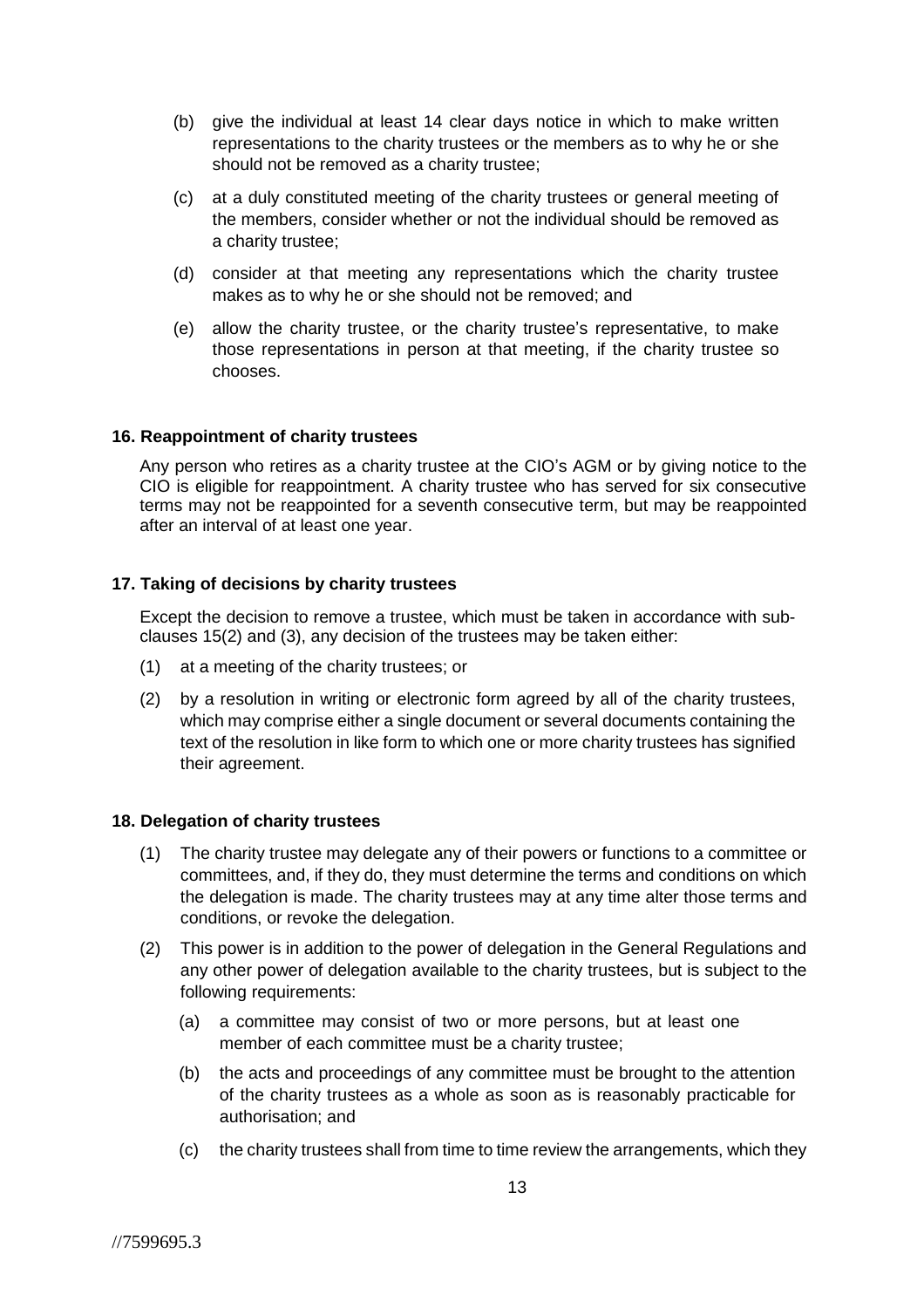(b) give the individual at least 14 clear days notice in which to make written representations to the charity trustees or the members as to why he or she should not be removed as a charity trustee;

(c) at a duly constituted meeting of the charity trustees or general meeting of the members, consider whether or not the individual should be removed as a charity trustee;

(d) consider at that meeting any representations which the charity trustee makes as to why he or she should not be removed; and

(e) allow the charity trustee, or the charity trustee's representative, to make those representations in person at that meeting, if the charity trustee so chooses.

**16. Reappointment of charity trustees**

Any person who retires as a charity trustee at the CIO's AGM or by giving notice to the CIO is eligible for reappointment. A charity trustee who has served for six consecutive terms may not be reappointed for a seventh consecutive term, but may be reappointed after an interval of at least one year.

**17. Taking of decisions by charity trustees**

Except the decision to remove a trustee, which must be taken in accordance with sub-clauses 15(2) and (3), any decision of the trustees may be taken either:

(1) at a meeting of the charity trustees; or

(2) by a resolution in writing or electronic form agreed by all of the charity trustees, which may comprise either a single document or several documents containing the text of the resolution in like form to which one or more charity trustees has signified their agreement.

**18. Delegation of charity trustees**

(1) The charity trustee may delegate any of their powers or functions to a committee or committees, and, if they do, they must determine the terms and conditions on which the delegation is made. The charity trustees may at any time alter those terms and conditions, or revoke the delegation.

(2) This power is in addition to the power of delegation in the General Regulations and any other power of delegation available to the charity trustees, but is subject to the following requirements:

(a) a committee may consist of two or more persons, but at least one member of each committee must be a charity trustee;

(b) the acts and proceedings of any committee must be brought to the attention of the charity trustees as a whole as soon as is reasonably practicable for authorisation; and

(c) the charity trustees shall from time to time review the arrangements, which they

//7599695.3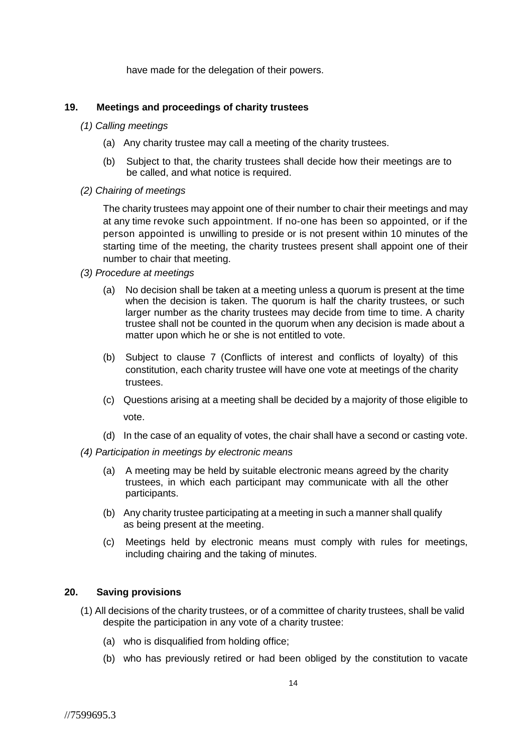have made for the delegation of their powers.

## 19. Meetings and proceedings of charity trustees

*(1) Calling meetings*

(a) Any charity trustee may call a meeting of the charity trustees.

(b) Subject to that, the charity trustees shall decide how their meetings are to be called, and what notice is required.

*(2) Chairing of meetings*

The charity trustees may appoint one of their number to chair their meetings and may at any time revoke such appointment. If no-one has been so appointed, or if the person appointed is unwilling to preside or is not present within 10 minutes of the starting time of the meeting, the charity trustees present shall appoint one of their number to chair that meeting.

*(3) Procedure at meetings*

(a) No decision shall be taken at a meeting unless a quorum is present at the time when the decision is taken. The quorum is half the charity trustees, or such larger number as the charity trustees may decide from time to time. A charity trustee shall not be counted in the quorum when any decision is made about a matter upon which he or she is not entitled to vote.

(b) Subject to clause 7 (Conflicts of interest and conflicts of loyalty) of this constitution, each charity trustee will have one vote at meetings of the charity trustees.

(c) Questions arising at a meeting shall be decided by a majority of those eligible to vote.

(d) In the case of an equality of votes, the chair shall have a second or casting vote.

*(4) Participation in meetings by electronic means*

(a) A meeting may be held by suitable electronic means agreed by the charity trustees, in which each participant may communicate with all the other participants.

(b) Any charity trustee participating at a meeting in such a manner shall qualify as being present at the meeting.

(c) Meetings held by electronic means must comply with rules for meetings, including chairing and the taking of minutes.

## 20. Saving provisions

(1) All decisions of the charity trustees, or of a committee of charity trustees, shall be valid despite the participation in any vote of a charity trustee:

(a) who is disqualified from holding office;

(b) who has previously retired or had been obliged by the constitution to vacate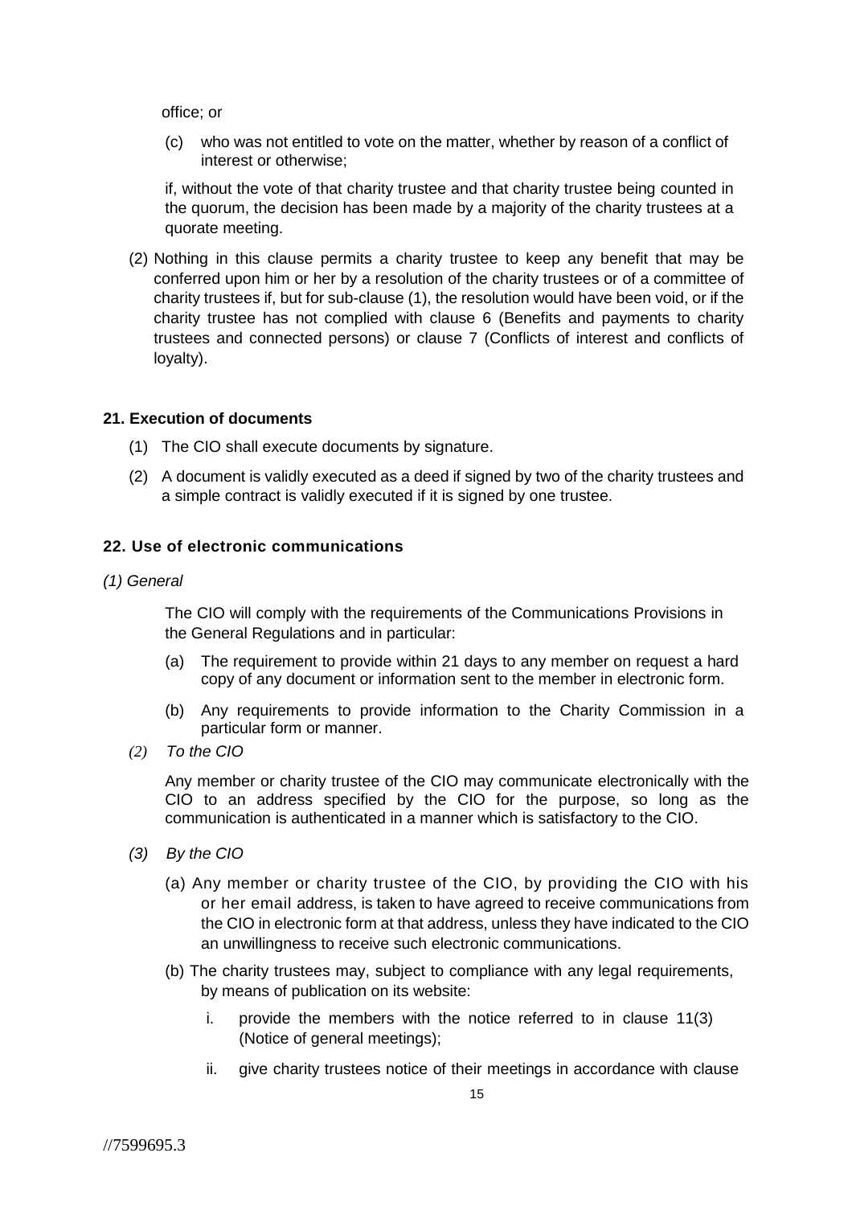office; or

(c) who was not entitled to vote on the matter, whether by reason of a conflict of interest or otherwise;

if, without the vote of that charity trustee and that charity trustee being counted in the quorum, the decision has been made by a majority of the charity trustees at a quorate meeting.

(2) Nothing in this clause permits a charity trustee to keep any benefit that may be conferred upon him or her by a resolution of the charity trustees or of a committee of charity trustees if, but for sub-clause (1), the resolution would have been void, or if the charity trustee has not complied with clause 6 (Benefits and payments to charity trustees and connected persons) or clause 7 (Conflicts of interest and conflicts of loyalty).

### 21. Execution of documents

(1) The CIO shall execute documents by signature.

(2) A document is validly executed as a deed if signed by two of the charity trustees and a simple contract is validly executed if it is signed by one trustee.

### 22. Use of electronic communications

*(1) General*

The CIO will comply with the requirements of the Communications Provisions in the General Regulations and in particular:

(a) The requirement to provide within 21 days to any member on request a hard copy of any document or information sent to the member in electronic form.

(b) Any requirements to provide information to the Charity Commission in a particular form or manner.

*(2) To the CIO*

Any member or charity trustee of the CIO may communicate electronically with the CIO to an address specified by the CIO for the purpose, so long as the communication is authenticated in a manner which is satisfactory to the CIO.

*(3) By the CIO*

(a) Any member or charity trustee of the CIO, by providing the CIO with his or her email address, is taken to have agreed to receive communications from the CIO in electronic form at that address, unless they have indicated to the CIO an unwillingness to receive such electronic communications.

(b) The charity trustees may, subject to compliance with any legal requirements, by means of publication on its website:

i. provide the members with the notice referred to in clause 11(3) (Notice of general meetings);

ii. give charity trustees notice of their meetings in accordance with clause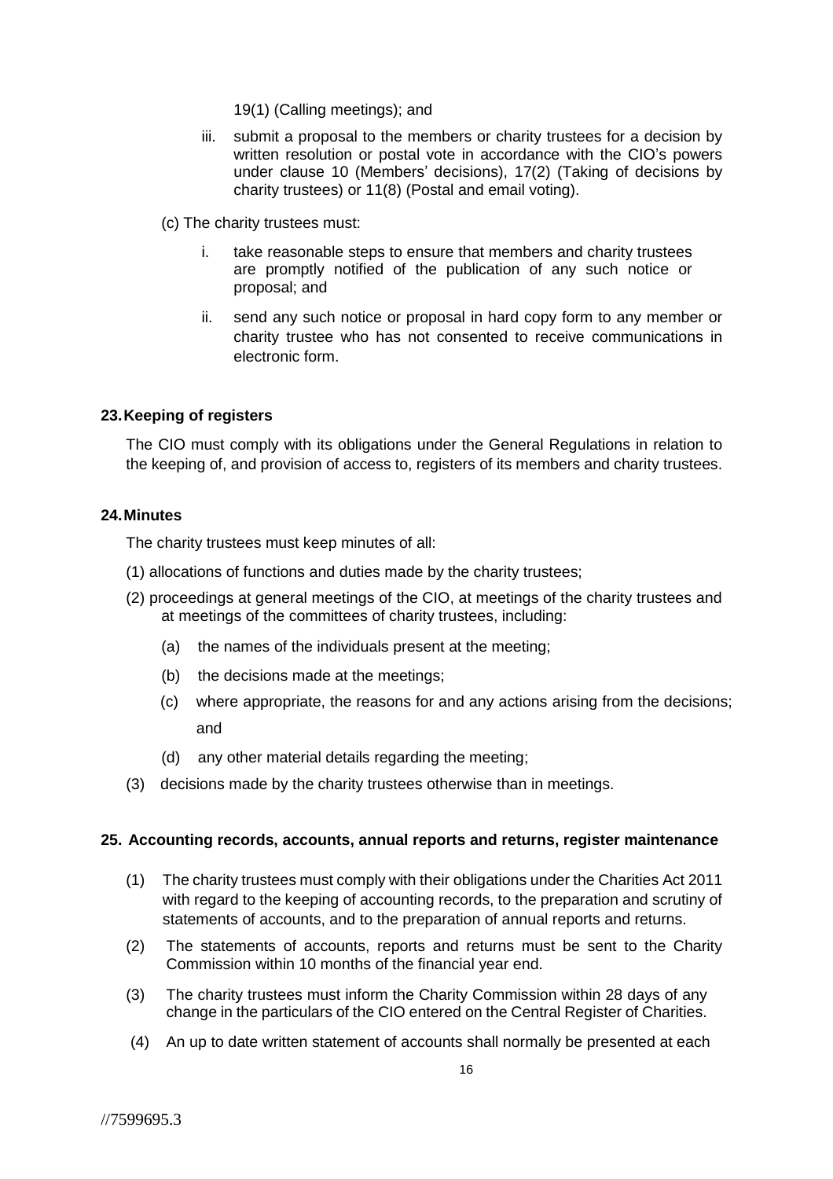19(1) (Calling meetings); and

iii. submit a proposal to the members or charity trustees for a decision by written resolution or postal vote in accordance with the CIO's powers under clause 10 (Members' decisions), 17(2) (Taking of decisions by charity trustees) or 11(8) (Postal and email voting).

(c) The charity trustees must:

i. take reasonable steps to ensure that members and charity trustees are promptly notified of the publication of any such notice or proposal; and

ii. send any such notice or proposal in hard copy form to any member or charity trustee who has not consented to receive communications in electronic form.

### 23. Keeping of registers

The CIO must comply with its obligations under the General Regulations in relation to the keeping of, and provision of access to, registers of its members and charity trustees.

### 24. Minutes

The charity trustees must keep minutes of all:

(1) allocations of functions and duties made by the charity trustees;

(2) proceedings at general meetings of the CIO, at meetings of the charity trustees and at meetings of the committees of charity trustees, including:

(a) the names of the individuals present at the meeting;

(b) the decisions made at the meetings;

(c) where appropriate, the reasons for and any actions arising from the decisions; and

(d) any other material details regarding the meeting;

(3) decisions made by the charity trustees otherwise than in meetings.

### 25. Accounting records, accounts, annual reports and returns, register maintenance

(1) The charity trustees must comply with their obligations under the Charities Act 2011 with regard to the keeping of accounting records, to the preparation and scrutiny of statements of accounts, and to the preparation of annual reports and returns.

(2) The statements of accounts, reports and returns must be sent to the Charity Commission within 10 months of the financial year end.

(3) The charity trustees must inform the Charity Commission within 28 days of any change in the particulars of the CIO entered on the Central Register of Charities.

(4) An up to date written statement of accounts shall normally be presented at each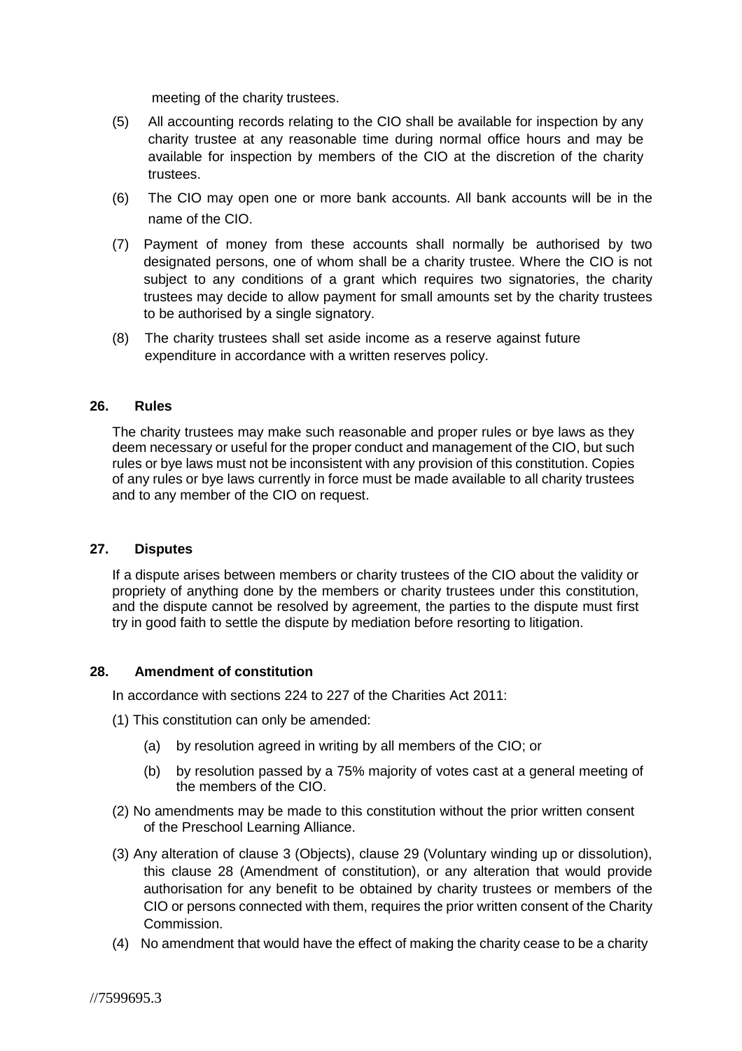meeting of the charity trustees.

(5) All accounting records relating to the CIO shall be available for inspection by any charity trustee at any reasonable time during normal office hours and may be available for inspection by members of the CIO at the discretion of the charity trustees.

(6) The CIO may open one or more bank accounts. All bank accounts will be in the name of the CIO.

(7) Payment of money from these accounts shall normally be authorised by two designated persons, one of whom shall be a charity trustee. Where the CIO is not subject to any conditions of a grant which requires two signatories, the charity trustees may decide to allow payment for small amounts set by the charity trustees to be authorised by a single signatory.

(8) The charity trustees shall set aside income as a reserve against future expenditure in accordance with a written reserves policy.

## 26. Rules

The charity trustees may make such reasonable and proper rules or bye laws as they deem necessary or useful for the proper conduct and management of the CIO, but such rules or bye laws must not be inconsistent with any provision of this constitution. Copies of any rules or bye laws currently in force must be made available to all charity trustees and to any member of the CIO on request.

## 27. Disputes

If a dispute arises between members or charity trustees of the CIO about the validity or propriety of anything done by the members or charity trustees under this constitution, and the dispute cannot be resolved by agreement, the parties to the dispute must first try in good faith to settle the dispute by mediation before resorting to litigation.

## 28. Amendment of constitution

In accordance with sections 224 to 227 of the Charities Act 2011:

(1) This constitution can only be amended:

- (a) by resolution agreed in writing by all members of the CIO; or
- (b) by resolution passed by a 75% majority of votes cast at a general meeting of the members of the CIO.

(2) No amendments may be made to this constitution without the prior written consent of the Preschool Learning Alliance.

(3) Any alteration of clause 3 (Objects), clause 29 (Voluntary winding up or dissolution), this clause 28 (Amendment of constitution), or any alteration that would provide authorisation for any benefit to be obtained by charity trustees or members of the CIO or persons connected with them, requires the prior written consent of the Charity Commission.

(4) No amendment that would have the effect of making the charity cease to be a charity

//7599695.3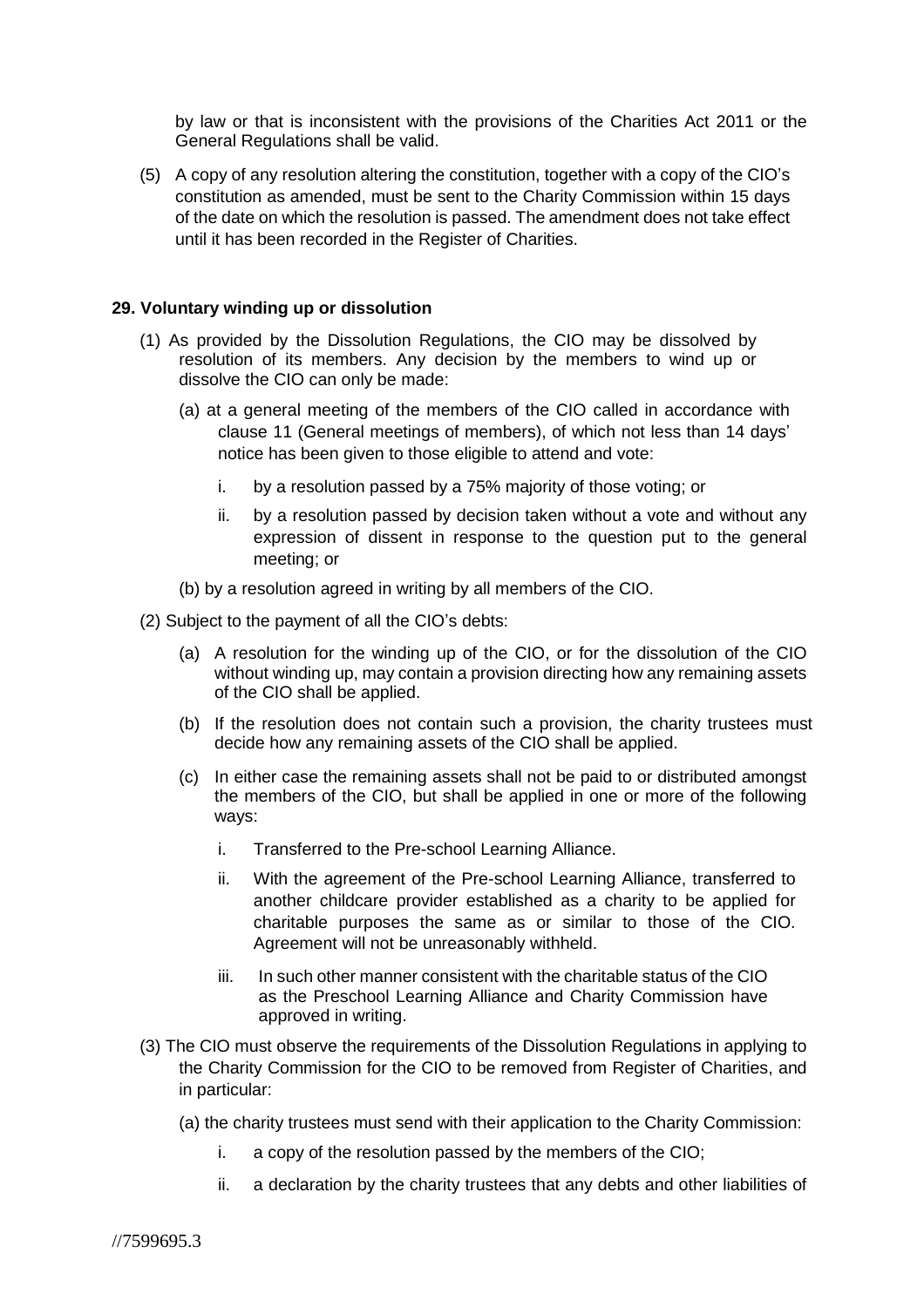by law or that is inconsistent with the provisions of the Charities Act 2011 or the General Regulations shall be valid.

(5) A copy of any resolution altering the constitution, together with a copy of the CIO's constitution as amended, must be sent to the Charity Commission within 15 days of the date on which the resolution is passed. The amendment does not take effect until it has been recorded in the Register of Charities.

**29. Voluntary winding up or dissolution**

(1) As provided by the Dissolution Regulations, the CIO may be dissolved by resolution of its members. Any decision by the members to wind up or dissolve the CIO can only be made:

(a) at a general meeting of the members of the CIO called in accordance with clause 11 (General meetings of members), of which not less than 14 days' notice has been given to those eligible to attend and vote:

i. by a resolution passed by a 75% majority of those voting; or

ii. by a resolution passed by decision taken without a vote and without any expression of dissent in response to the question put to the general meeting; or

(b) by a resolution agreed in writing by all members of the CIO.

(2) Subject to the payment of all the CIO's debts:

(a) A resolution for the winding up of the CIO, or for the dissolution of the CIO without winding up, may contain a provision directing how any remaining assets of the CIO shall be applied.

(b) If the resolution does not contain such a provision, the charity trustees must decide how any remaining assets of the CIO shall be applied.

(c) In either case the remaining assets shall not be paid to or distributed amongst the members of the CIO, but shall be applied in one or more of the following ways:

i. Transferred to the Pre-school Learning Alliance.

ii. With the agreement of the Pre-school Learning Alliance, transferred to another childcare provider established as a charity to be applied for charitable purposes the same as or similar to those of the CIO. Agreement will not be unreasonably withheld.

iii. In such other manner consistent with the charitable status of the CIO as the Preschool Learning Alliance and Charity Commission have approved in writing.

(3) The CIO must observe the requirements of the Dissolution Regulations in applying to the Charity Commission for the CIO to be removed from Register of Charities, and in particular:

(a) the charity trustees must send with their application to the Charity Commission:

i. a copy of the resolution passed by the members of the CIO;

ii. a declaration by the charity trustees that any debts and other liabilities of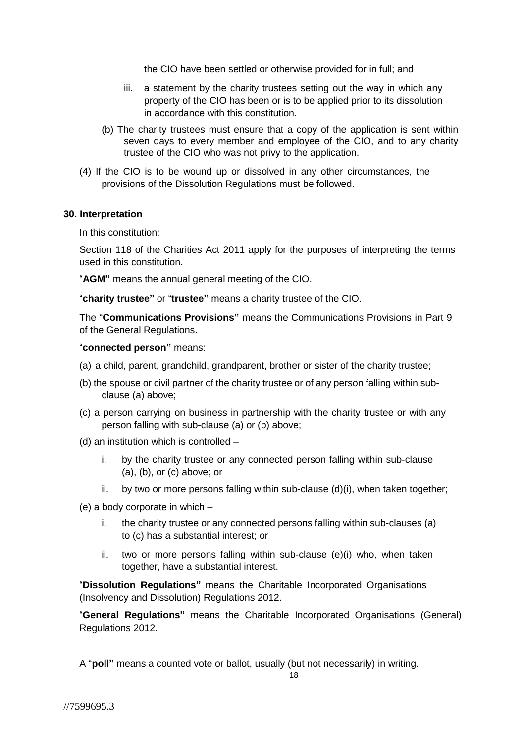the CIO have been settled or otherwise provided for in full; and

iii. a statement by the charity trustees setting out the way in which any property of the CIO has been or is to be applied prior to its dissolution in accordance with this constitution.

(b) The charity trustees must ensure that a copy of the application is sent within seven days to every member and employee of the CIO, and to any charity trustee of the CIO who was not privy to the application.

(4) If the CIO is to be wound up or dissolved in any other circumstances, the provisions of the Dissolution Regulations must be followed.

**30. Interpretation**

In this constitution:

Section 118 of the Charities Act 2011 apply for the purposes of interpreting the terms used in this constitution.

"**AGM"** means the annual general meeting of the CIO.

"**charity trustee"** or "**trustee"** means a charity trustee of the CIO.

The "**Communications Provisions"** means the Communications Provisions in Part 9 of the General Regulations.

"**connected person"** means:

(a) a child, parent, grandchild, grandparent, brother or sister of the charity trustee;

(b) the spouse or civil partner of the charity trustee or of any person falling within sub-clause (a) above;

(c) a person carrying on business in partnership with the charity trustee or with any person falling with sub-clause (a) or (b) above;

(d) an institution which is controlled –

i. by the charity trustee or any connected person falling within sub-clause (a), (b), or (c) above; or

ii. by two or more persons falling within sub-clause (d)(i), when taken together;

(e) a body corporate in which –

i. the charity trustee or any connected persons falling within sub-clauses (a) to (c) has a substantial interest; or

ii. two or more persons falling within sub-clause (e)(i) who, when taken together, have a substantial interest.

"**Dissolution Regulations"** means the Charitable Incorporated Organisations (Insolvency and Dissolution) Regulations 2012.

"**General Regulations"** means the Charitable Incorporated Organisations (General) Regulations 2012.

A "**poll"** means a counted vote or ballot, usually (but not necessarily) in writing.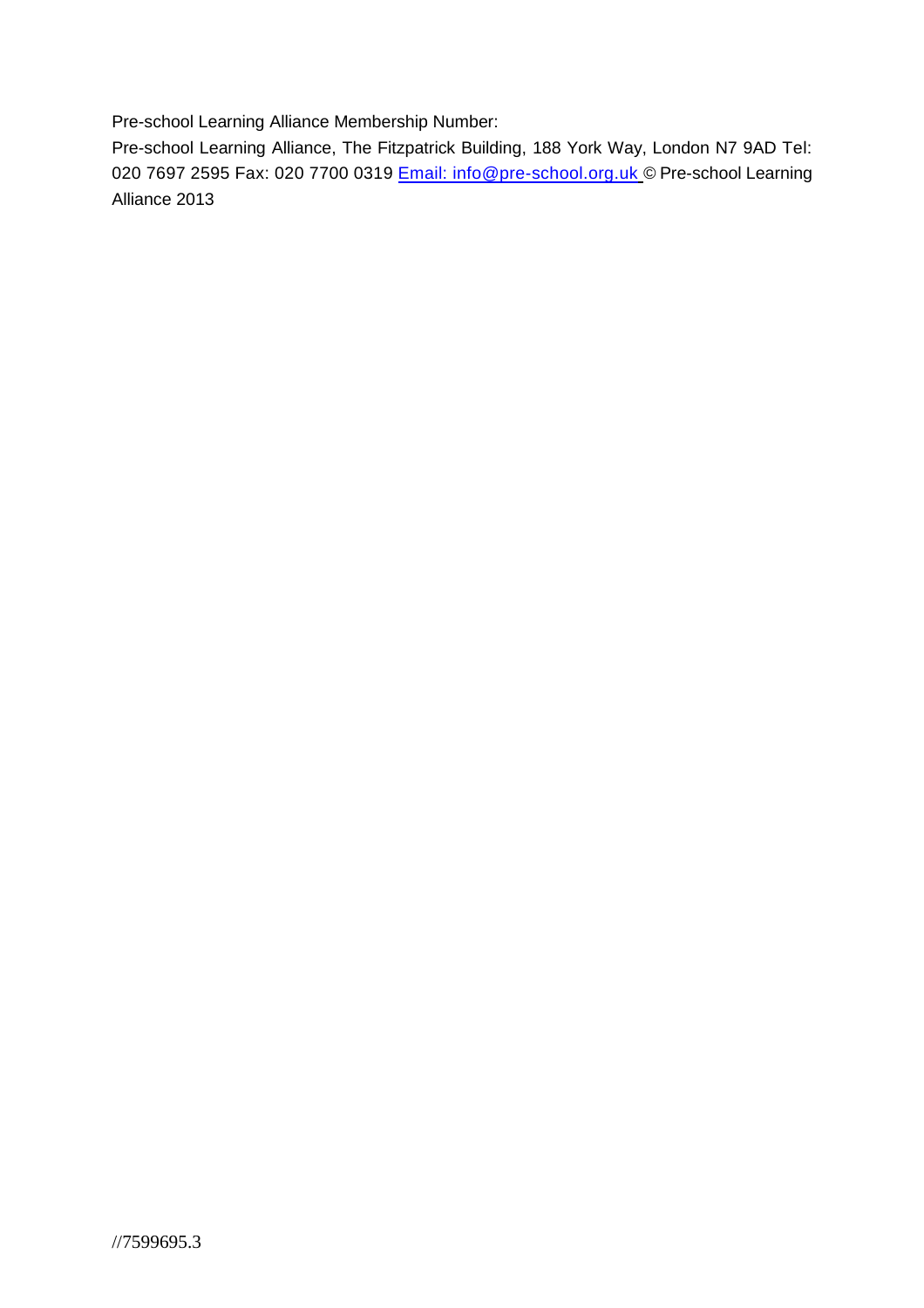Pre-school Learning Alliance Membership Number:

Pre-school Learning Alliance, The Fitzpatrick Building, 188 York Way, London N7 9AD Tel: 020 7697 2595 Fax: 020 7700 0319 Email: info@pre-school.org.uk © Pre-school Learning Alliance 2013

//7599695.3